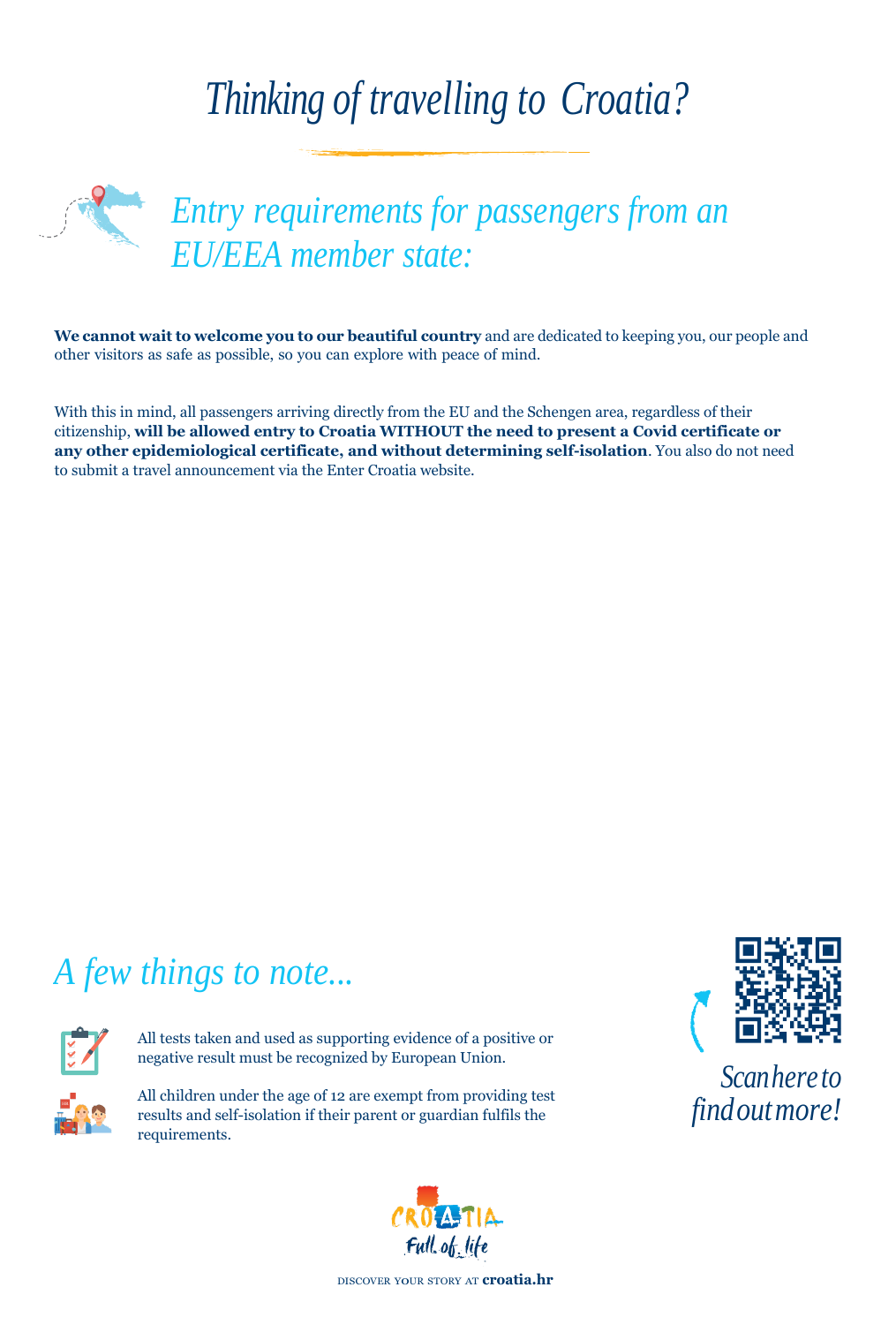# *Thinking of travelling to Croatia?*

## *Entry requirements for passengers from an EU/EEA member state:*

**We cannot wait to welcome you to our beautiful country** and are dedicated to keeping you, our people and other visitors as safe as possible, so you can explore with peace of mind.

With this in mind, all passengers arriving directly from the EU and the Schengen area, regardless of their citizenship, **will be allowed entry to Croatia WITHOUT the need to present a Covid certificate or any other epidemiological certificate, and without determining self-isolation**. You also do not need to submit a travel announcement via the Enter Croatia website.

## *A few things to note...*

All tests taken and used as supporting evidence of a positive or negative result must be recognized by European Union.

All children under the age of 12 are exempt from providing test results and self-isolation if their parent or guardian fulfils the requirements.

*Scan here to find out more!*

CROATIA
*Full of life*

DISCOVER YOUR STORY AT **croatia.hr**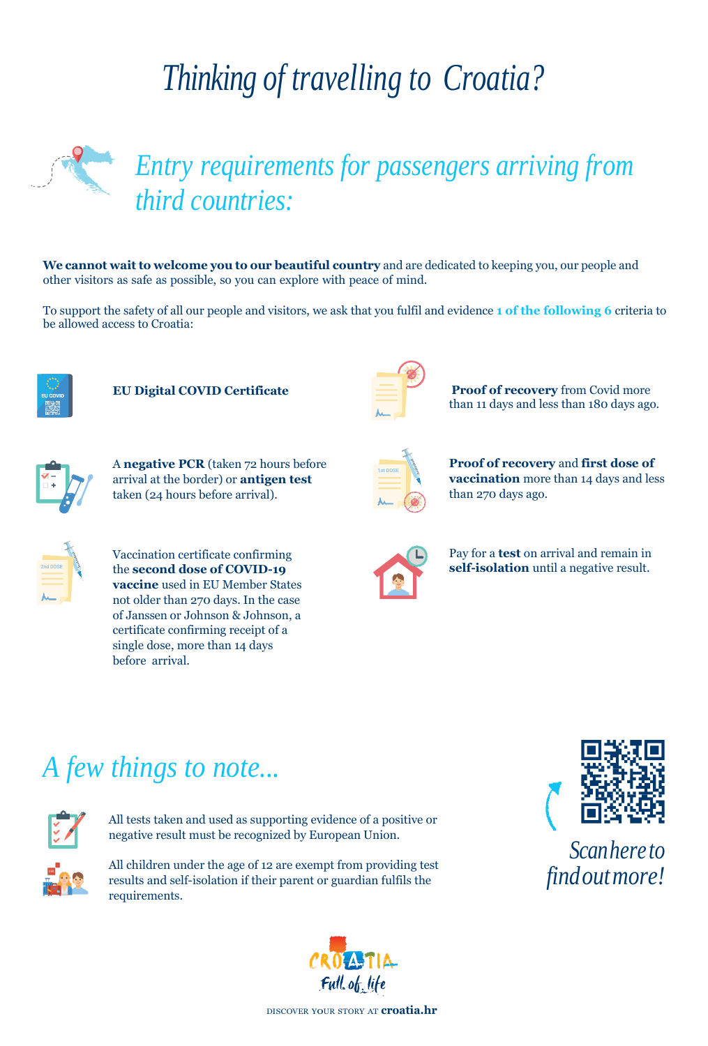# *Thinking of travelling to Croatia?*

## *Entry requirements for passengers arriving from third countries:*

**We cannot wait to welcome you to our beautiful country** and are dedicated to keeping you, our people and other visitors as safe as possible, so you can explore with peace of mind.

To support the safety of all our people and visitors, we ask that you fulfil and evidence **1 of the following 6** criteria to be allowed access to Croatia:

- **EU Digital COVID Certificate**
- A **negative PCR** (taken 72 hours before arrival at the border) or **antigen test** taken (24 hours before arrival).
- Vaccination certificate confirming the **second dose of COVID-19 vaccine** used in EU Member States not older than 270 days. In the case of Janssen or Johnson & Johnson, a certificate confirming receipt of a single dose, more than 14 days before arrival.
- **Proof of recovery** from Covid more than 11 days and less than 180 days ago.
- **Proof of recovery** and **first dose of vaccination** more than 14 days and less than 270 days ago.
- Pay for a **test** on arrival and remain in **self-isolation** until a negative result.

## *A few things to note...*

All tests taken and used as supporting evidence of a positive or negative result must be recognized by European Union.

All children under the age of 12 are exempt from providing test results and self-isolation if their parent or guardian fulfils the requirements.

*Scan here to find out more!*

CROATIA
*Full of life*

DISCOVER YOUR STORY AT **croatia.hr**